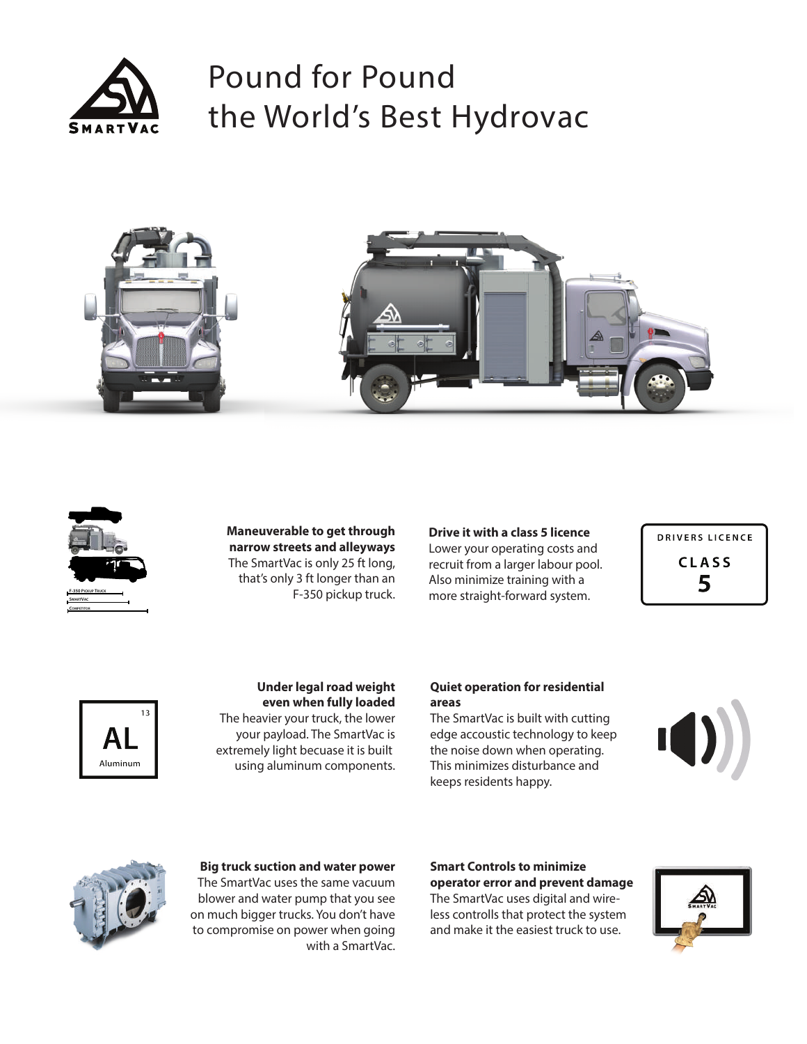# Pound for Pound the World's Best Hydrovac

**Maneuverable to get through narrow streets and alleyways**
The SmartVac is only 25 ft long, that's only 3 ft longer than an F-350 pickup truck.

**Drive it with a class 5 licence**
Lower your operating costs and recruit from a larger labour pool. Also minimize training with a more straight-forward system.

**Under legal road weight even when fully loaded**
The heavier your truck, the lower your payload. The SmartVac is extremely light becuase it is built using aluminum components.

**Quiet operation for residential areas**
The SmartVac is built with cutting edge accoustic technology to keep the noise down when operating. This minimizes disturbance and keeps residents happy.

**Big truck suction and water power**
The SmartVac uses the same vacuum blower and water pump that you see on much bigger trucks. You don't have to compromise on power when going with a SmartVac.

**Smart Controls to minimize operator error and prevent damage**
The SmartVac uses digital and wire-less controlls that protect the system and make it the easiest truck to use.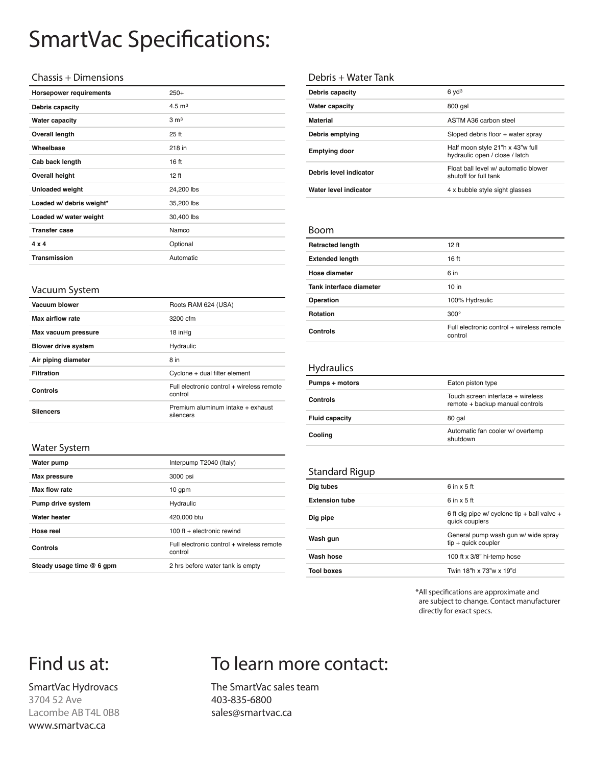# SmartVac Specifications:

## Chassis + Dimensions

| | |
|---|---|
| **Horsepower requirements** | 250+ |
| **Debris capacity** | 4.5 $m^3$ |
| **Water capacity** | 3 $m^3$ |
| **Overall length** | 25 ft |
| **Wheelbase** | 218 in |
| **Cab back length** | 16 ft |
| **Overall height** | 12 ft |
| **Unloaded weight** | 24,200 lbs |
| **Loaded w/ debris weight*** | 35,200 lbs |
| **Loaded w/ water weight** | 30,400 lbs |
| **Transfer case** | Namco |
| **4 x 4** | Optional |
| **Transmission** | Automatic |

## Vacuum System

| | |
|---|---|
| **Vacuum blower** | Roots RAM 624 (USA) |
| **Max airflow rate** | 3200 cfm |
| **Max vacuum pressure** | 18 inHg |
| **Blower drive system** | Hydraulic |
| **Air piping diameter** | 8 in |
| **Filtration** | Cyclone + dual filter element |
| **Controls** | Full electronic control + wireless remote control |
| **Silencers** | Premium aluminum intake + exhaust silencers |

## Water System

| | |
|---|---|
| **Water pump** | Interpump T2040 (Italy) |
| **Max pressure** | 3000 psi |
| **Max flow rate** | 10 gpm |
| **Pump drive system** | Hydraulic |
| **Water heater** | 420,000 btu |
| **Hose reel** | 100 ft + electronic rewind |
| **Controls** | Full electronic control + wireless remote control |
| **Steady usage time @ 6 gpm** | 2 hrs before water tank is empty |

## Debris + Water Tank

| | |
|---|---|
| **Debris capacity** | 6 $yd^3$ |
| **Water capacity** | 800 gal |
| **Material** | ASTM A36 carbon steel |
| **Debris emptying** | Sloped debris floor + water spray |
| **Emptying door** | Half moon style 21"h x 43"w full hydraulic open / close / latch |
| **Debris level indicator** | Float ball level w/ automatic blower shutoff for full tank |
| **Water level indicator** | 4 x bubble style sight glasses |

## Boom

| | |
|---|---|
| **Retracted length** | 12 ft |
| **Extended length** | 16 ft |
| **Hose diameter** | 6 in |
| **Tank interface diameter** | 10 in |
| **Operation** | 100% Hydraulic |
| **Rotation** | 300° |
| **Controls** | Full electronic control + wireless remote control |

## Hydraulics

| | |
|---|---|
| **Pumps + motors** | Eaton piston type |
| **Controls** | Touch screen interface + wireless remote + backup manual controls |
| **Fluid capacity** | 80 gal |
| **Cooling** | Automatic fan cooler w/ overtemp shutdown |

## Standard Rigup

| | |
|---|---|
| **Dig tubes** | 6 in x 5 ft |
| **Extension tube** | 6 in x 5 ft |
| **Dig pipe** | 6 ft dig pipe w/ cyclone tip + ball valve + quick couplers |
| **Wash gun** | General pump wash gun w/ wide spray tip + quick coupler |
| **Wash hose** | 100 ft x 3/8" hi-temp hose |
| **Tool boxes** | Twin 18"h x 73"w x 19"d |

*All specifications are approximate and are subject to change. Contact manufacturer directly for exact specs.

# Find us at:

SmartVac Hydrovacs
3704 52 Ave
Lacombe AB T4L 0B8
www.smartvac.ca

# To learn more contact:

The SmartVac sales team
403-835-6800
sales@smartvac.ca